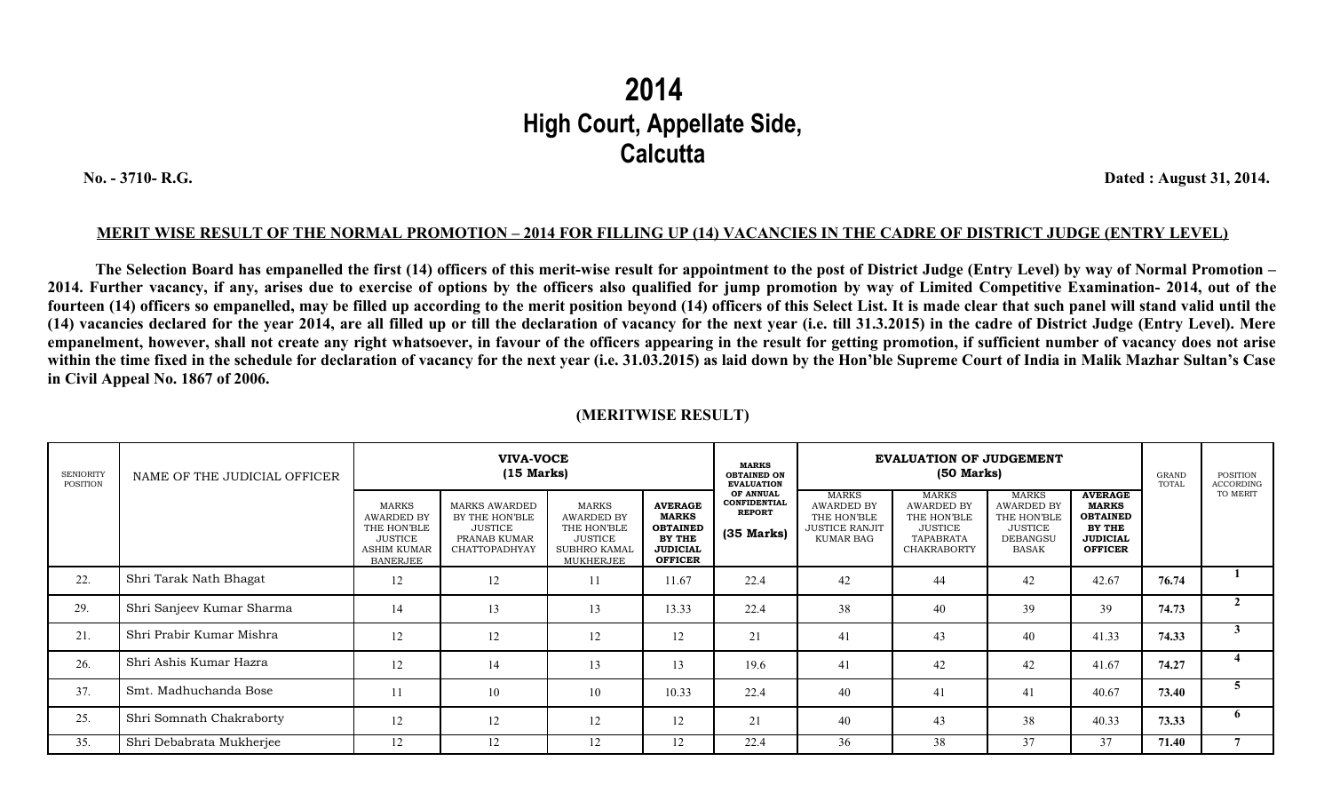# 2014
# High Court, Appellate Side, Calcutta

**No. - 3710- R.G.** **Dated : August 31, 2014.**

**MERIT WISE RESULT OF THE NORMAL PROMOTION – 2014 FOR FILLING UP (14) VACANCIES IN THE CADRE OF DISTRICT JUDGE (ENTRY LEVEL)**

**The Selection Board has empanelled the first (14) officers of this merit-wise result for appointment to the post of District Judge (Entry Level) by way of Normal Promotion – 2014. Further vacancy, if any, arises due to exercise of options by the officers also qualified for jump promotion by way of Limited Competitive Examination- 2014, out of the fourteen (14) officers so empanelled, may be filled up according to the merit position beyond (14) officers of this Select List. It is made clear that such panel will stand valid until the (14) vacancies declared for the year 2014, are all filled up or till the declaration of vacancy for the next year (i.e. till 31.3.2015) in the cadre of District Judge (Entry Level). Mere empanelment, however, shall not create any right whatsoever, in favour of the officers appearing in the result for getting promotion, if sufficient number of vacancy does not arise within the time fixed in the schedule for declaration of vacancy for the next year (i.e. 31.03.2015) as laid down by the Hon'ble Supreme Court of India in Malik Mazhar Sultan's Case in Civil Appeal No. 1867 of 2006.**

**(MERITWISE RESULT)**

| SENIORITY POSITION | NAME OF THE JUDICIAL OFFICER | VIVA-VOCE (15 Marks) | | | | MARKS OBTAINED ON EVALUATION OF ANNUAL CONFIDENTIAL REPORT (35 Marks) | EVALUATION OF JUDGEMENT (50 Marks) | | | | GRAND TOTAL | POSITION ACCORDING TO MERIT |
|---|---|---|---|---|---|---|---|---|---|---|---|---|
| | | MARKS AWARDED BY THE HON'BLE JUSTICE ASHIM KUMAR BANERJEE | MARKS AWARDED BY THE HON'BLE JUSTICE PRANAB KUMAR CHATTOPADHYAY | MARKS AWARDED BY THE HON'BLE JUSTICE SUBHRO KAMAL MUKHERJEE | AVERAGE MARKS OBTAINED BY THE JUDICIAL OFFICER | | MARKS AWARDED BY THE HON'BLE JUSTICE RANJIT KUMAR BAG | MARKS AWARDED BY THE HON'BLE JUSTICE TAPABRATA CHAKRABORTY | MARKS AWARDED BY THE HON'BLE JUSTICE DEBANGSU BASAK | AVERAGE MARKS OBTAINED BY THE JUDICIAL OFFICER | | |
| 22. | Shri Tarak Nath Bhagat | 12 | 12 | 11 | 11.67 | 22.4 | 42 | 44 | 42 | 42.67 | **76.74** | **1** |
| 29. | Shri Sanjeev Kumar Sharma | 14 | 13 | 13 | 13.33 | 22.4 | 38 | 40 | 39 | 39 | **74.73** | **2** |
| 21. | Shri Prabir Kumar Mishra | 12 | 12 | 12 | 12 | 21 | 41 | 43 | 40 | 41.33 | **74.33** | **3** |
| 26. | Shri Ashis Kumar Hazra | 12 | 14 | 13 | 13 | 19.6 | 41 | 42 | 42 | 41.67 | **74.27** | **4** |
| 37. | Smt. Madhuchanda Bose | 11 | 10 | 10 | 10.33 | 22.4 | 40 | 41 | 41 | 40.67 | **73.40** | **5** |
| 25. | Shri Somnath Chakraborty | 12 | 12 | 12 | 12 | 21 | 40 | 43 | 38 | 40.33 | **73.33** | **6** |
| 35. | Shri Debabrata Mukherjee | 12 | 12 | 12 | 12 | 22.4 | 36 | 38 | 37 | 37 | **71.40** | **7** |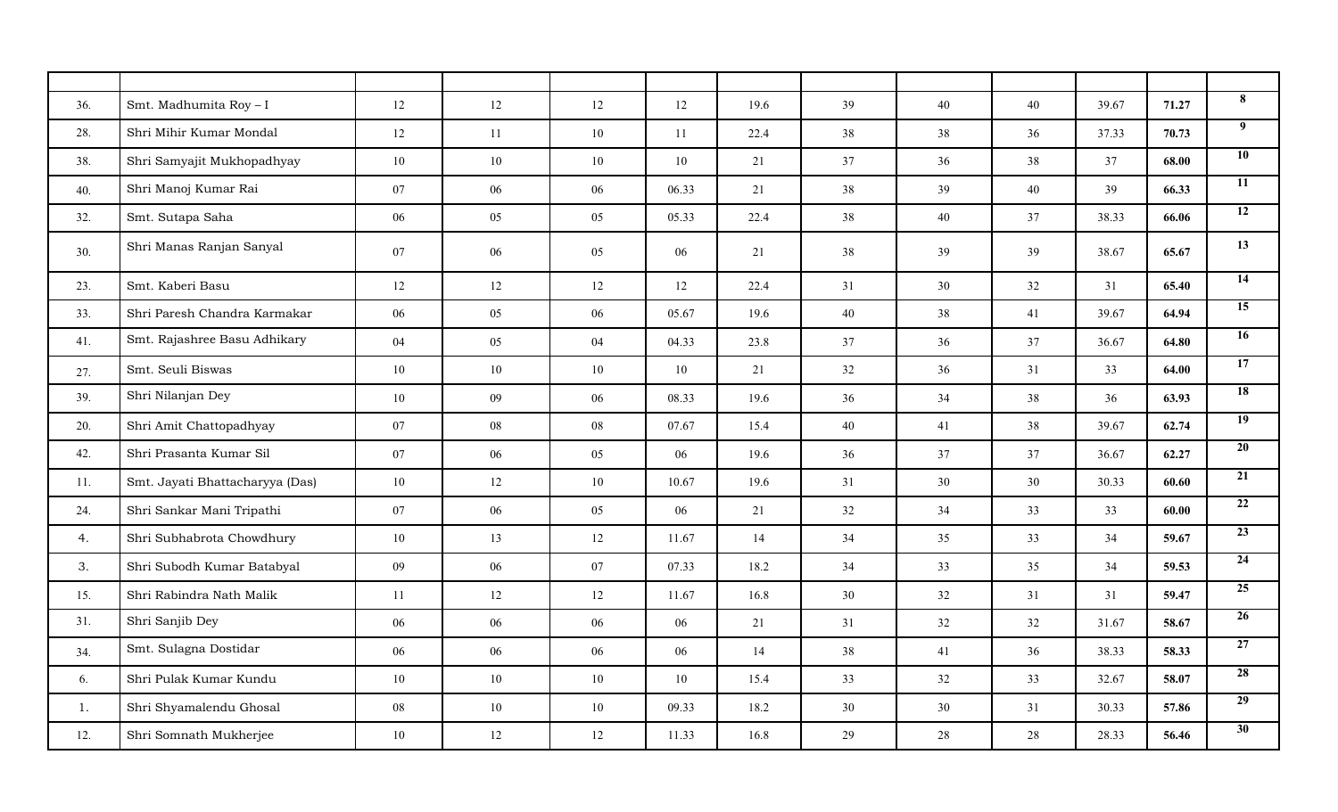| | | | | | | | | | | | | |
|---|---|---|---|---|---|---|---|---|---|---|---|---|
| 36. | Smt. Madhumita Roy – I | 12 | 12 | 12 | 12 | 19.6 | 39 | 40 | 40 | 39.67 | **71.27** | **8** |
| 28. | Shri Mihir Kumar Mondal | 12 | 11 | 10 | 11 | 22.4 | 38 | 38 | 36 | 37.33 | **70.73** | **9** |
| 38. | Shri Samyajit Mukhopadhyay | 10 | 10 | 10 | 10 | 21 | 37 | 36 | 38 | 37 | **68.00** | **10** |
| 40. | Shri Manoj Kumar Rai | 07 | 06 | 06 | 06.33 | 21 | 38 | 39 | 40 | 39 | **66.33** | **11** |
| 32. | Smt. Sutapa Saha | 06 | 05 | 05 | 05.33 | 22.4 | 38 | 40 | 37 | 38.33 | **66.06** | **12** |
| 30. | Shri Manas Ranjan Sanyal | 07 | 06 | 05 | 06 | 21 | 38 | 39 | 39 | 38.67 | **65.67** | **13** |
| 23. | Smt. Kaberi Basu | 12 | 12 | 12 | 12 | 22.4 | 31 | 30 | 32 | 31 | **65.40** | **14** |
| 33. | Shri Paresh Chandra Karmakar | 06 | 05 | 06 | 05.67 | 19.6 | 40 | 38 | 41 | 39.67 | **64.94** | **15** |
| 41. | Smt. Rajashree Basu Adhikary | 04 | 05 | 04 | 04.33 | 23.8 | 37 | 36 | 37 | 36.67 | **64.80** | **16** |
| 27. | Smt. Seuli Biswas | 10 | 10 | 10 | 10 | 21 | 32 | 36 | 31 | 33 | **64.00** | **17** |
| 39. | Shri Nilanjan Dey | 10 | 09 | 06 | 08.33 | 19.6 | 36 | 34 | 38 | 36 | **63.93** | **18** |
| 20. | Shri Amit Chattopadhyay | 07 | 08 | 08 | 07.67 | 15.4 | 40 | 41 | 38 | 39.67 | **62.74** | **19** |
| 42. | Shri Prasanta Kumar Sil | 07 | 06 | 05 | 06 | 19.6 | 36 | 37 | 37 | 36.67 | **62.27** | **20** |
| 11. | Smt. Jayati Bhattacharyya (Das) | 10 | 12 | 10 | 10.67 | 19.6 | 31 | 30 | 30 | 30.33 | **60.60** | **21** |
| 24. | Shri Sankar Mani Tripathi | 07 | 06 | 05 | 06 | 21 | 32 | 34 | 33 | 33 | **60.00** | **22** |
| 4. | Shri Subhabrota Chowdhury | 10 | 13 | 12 | 11.67 | 14 | 34 | 35 | 33 | 34 | **59.67** | **23** |
| 3. | Shri Subodh Kumar Batabyal | 09 | 06 | 07 | 07.33 | 18.2 | 34 | 33 | 35 | 34 | **59.53** | **24** |
| 15. | Shri Rabindra Nath Malik | 11 | 12 | 12 | 11.67 | 16.8 | 30 | 32 | 31 | 31 | **59.47** | **25** |
| 31. | Shri Sanjib Dey | 06 | 06 | 06 | 06 | 21 | 31 | 32 | 32 | 31.67 | **58.67** | **26** |
| 34. | Smt. Sulagna Dostidar | 06 | 06 | 06 | 06 | 14 | 38 | 41 | 36 | 38.33 | **58.33** | **27** |
| 6. | Shri Pulak Kumar Kundu | 10 | 10 | 10 | 10 | 15.4 | 33 | 32 | 33 | 32.67 | **58.07** | **28** |
| 1. | Shri Shyamalendu Ghosal | 08 | 10 | 10 | 09.33 | 18.2 | 30 | 30 | 31 | 30.33 | **57.86** | **29** |
| 12. | Shri Somnath Mukherjee | 10 | 12 | 12 | 11.33 | 16.8 | 29 | 28 | 28 | 28.33 | **56.46** | **30** |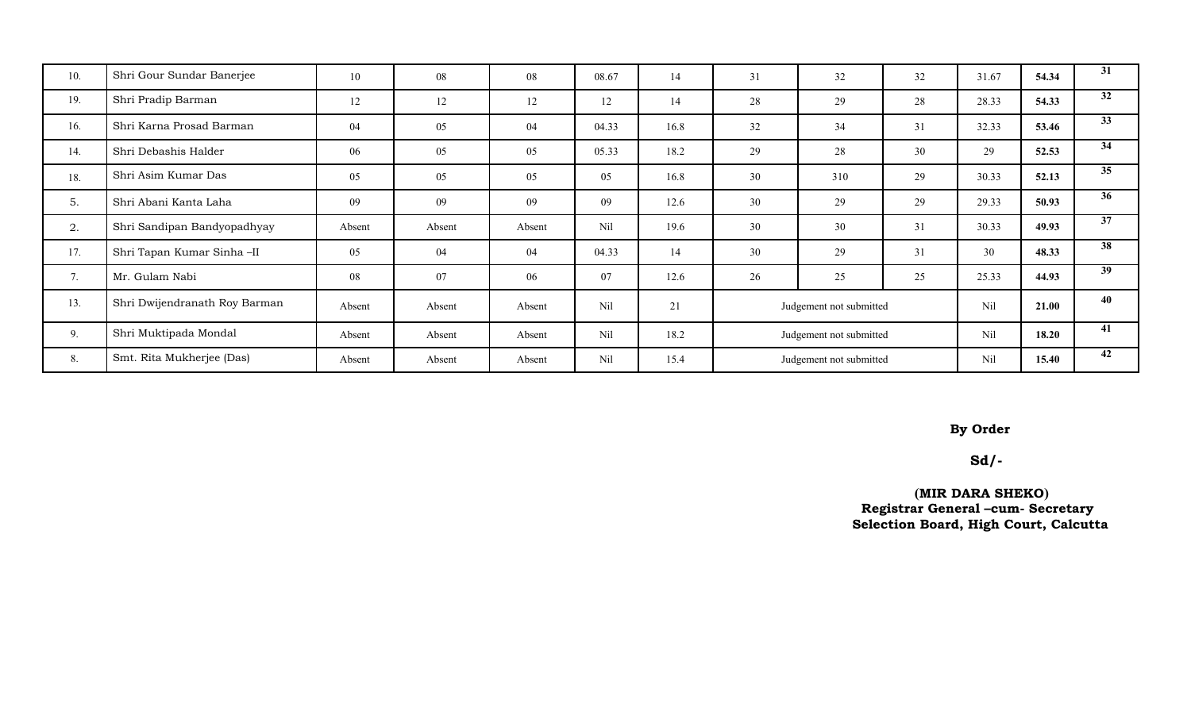| | | | | | | | | | | | | |
|---|---|---|---|---|---|---|---|---|---|---|---|---|
| 10. | Shri Gour Sundar Banerjee | 10 | 08 | 08 | 08.67 | 14 | 31 | 32 | 32 | 31.67 | **54.34** | **31** |
| 19. | Shri Pradip Barman | 12 | 12 | 12 | 12 | 14 | 28 | 29 | 28 | 28.33 | **54.33** | **32** |
| 16. | Shri Karna Prosad Barman | 04 | 05 | 04 | 04.33 | 16.8 | 32 | 34 | 31 | 32.33 | **53.46** | **33** |
| 14. | Shri Debashis Halder | 06 | 05 | 05 | 05.33 | 18.2 | 29 | 28 | 30 | 29 | **52.53** | **34** |
| 18. | Shri Asim Kumar Das | 05 | 05 | 05 | 05 | 16.8 | 30 | 310 | 29 | 30.33 | **52.13** | **35** |
| 5. | Shri Abani Kanta Laha | 09 | 09 | 09 | 09 | 12.6 | 30 | 29 | 29 | 29.33 | **50.93** | **36** |
| 2. | Shri Sandipan Bandyopadhyay | Absent | Absent | Absent | Nil | 19.6 | 30 | 30 | 31 | 30.33 | **49.93** | **37** |
| 17. | Shri Tapan Kumar Sinha –II | 05 | 04 | 04 | 04.33 | 14 | 30 | 29 | 31 | 30 | **48.33** | **38** |
| 7. | Mr. Gulam Nabi | 08 | 07 | 06 | 07 | 12.6 | 26 | 25 | 25 | 25.33 | **44.93** | **39** |
| 13. | Shri Dwijendranath Roy Barman | Absent | Absent | Absent | Nil | 21 | Judgement not submitted | | | Nil | **21.00** | **40** |
| 9. | Shri Muktipada Mondal | Absent | Absent | Absent | Nil | 18.2 | Judgement not submitted | | | Nil | **18.20** | **41** |
| 8. | Smt. Rita Mukherjee (Das) | Absent | Absent | Absent | Nil | 15.4 | Judgement not submitted | | | Nil | **15.40** | **42** |

**By Order**

**Sd/-**

**(MIR DARA SHEKO)**
**Registrar General –cum- Secretary**
**Selection Board, High Court, Calcutta**